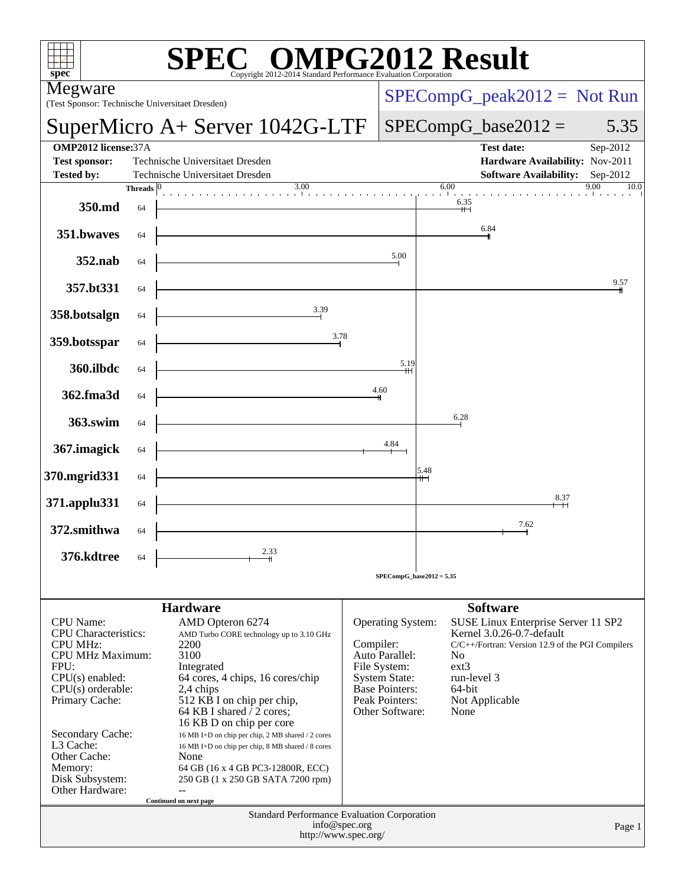# SPEC OMPG2012 Result

Copyright 2012-2014 Standard Performance Evaluation Corporation

**Megware**
(Test Sponsor: Technische Universitaet Dresden)

**SuperMicro A+ Server 1042G-LTF**

SPECompG_peak2012 = Not Run

SPECompG_base2012 = 5.35

| | | | |
|---|---|---|---|
| **OMP2012 license:** | 37A | **Test date:** | Sep-2012 |
| **Test sponsor:** | Technische Universitaet Dresden | **Hardware Availability:** | Nov-2011 |
| **Tested by:** | Technische Universitaet Dresden | **Software Availability:** | Sep-2012 |

| Benchmark | Threads | Base Ratio |
|---|---|---|
| 350.md | 64 | 6.35 |
| 351.bwaves | 64 | 6.84 |
| 352.nab | 64 | 5.00 |
| 357.bt331 | 64 | 9.57 |
| 358.botsalgn | 64 | 3.39 |
| 359.botsspar | 64 | 3.78 |
| 360.ilbdc | 64 | 5.19 |
| 362.fma3d | 64 | 4.60 |
| 363.swim | 64 | 6.28 |
| 367.imagick | 64 | 4.84 |
| 370.mgrid331 | 64 | 5.48 |
| 371.applu331 | 64 | 8.37 |
| 372.smithwa | 64 | 7.62 |
| 376.kdtree | 64 | 2.33 |

SPECompG_base2012 = 5.35

## Hardware

| | |
|---|---|
| CPU Name: | AMD Opteron 6274 |
| CPU Characteristics: | AMD Turbo CORE technology up to 3.10 GHz |
| CPU MHz: | 2200 |
| CPU MHz Maximum: | 3100 |
| FPU: | Integrated |
| CPU(s) enabled: | 64 cores, 4 chips, 16 cores/chip |
| CPU(s) orderable: | 2,4 chips |
| Primary Cache: | 512 KB I on chip per chip, 64 KB I shared / 2 cores; 16 KB D on chip per core |
| Secondary Cache: | 16 MB I+D on chip per chip, 2 MB shared / 2 cores |
| L3 Cache: | 16 MB I+D on chip per chip, 8 MB shared / 8 cores |
| Other Cache: | None |
| Memory: | 64 GB (16 x 4 GB PC3-12800R, ECC) |
| Disk Subsystem: | 250 GB (1 x 250 GB SATA 7200 rpm) |
| Other Hardware: | -- |

Continued on next page

## Software

| | |
|---|---|
| Operating System: | SUSE Linux Enterprise Server 11 SP2 Kernel 3.0.26-0.7-default |
| Compiler: | C/C++/Fortran: Version 12.9 of the PGI Compilers |
| Auto Parallel: | No |
| File System: | ext3 |
| System State: | run-level 3 |
| Base Pointers: | 64-bit |
| Peak Pointers: | Not Applicable |
| Other Software: | None |

Standard Performance Evaluation Corporation
info@spec.org
http://www.spec.org/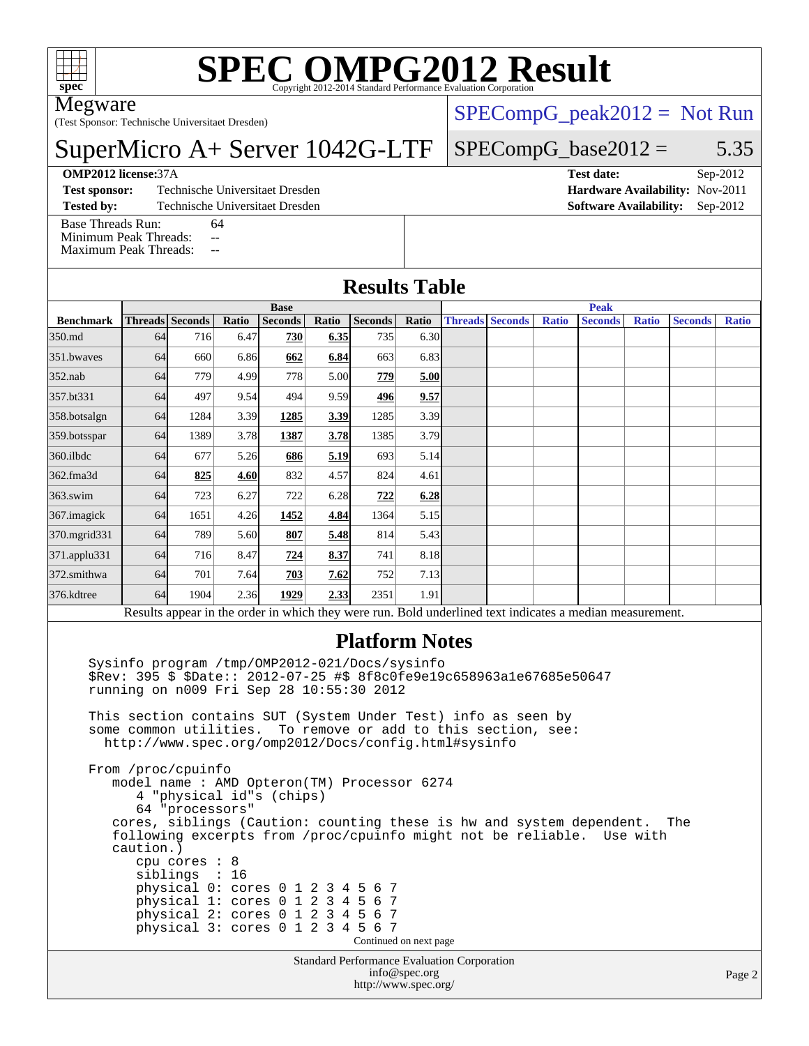# SPEC OMPG2012 Result

Copyright 2012-2014 Standard Performance Evaluation Corporation

**Megware**
(Test Sponsor: Technische Universitaet Dresden)

**SuperMicro A+ Server 1042G-LTF**

SPECompG_peak2012 = Not Run

SPECompG_base2012 = 5.35

**OMP2012 license:** 37A | **Test date:** Sep-2012
**Test sponsor:** Technische Universitaet Dresden | **Hardware Availability:** Nov-2011
**Tested by:** Technische Universitaet Dresden | **Software Availability:** Sep-2012

Base Threads Run: 64
Minimum Peak Threads: --
Maximum Peak Threads: --

## Results Table

| Benchmark | Base | | | | | | | Peak | | | | | | |
|---|---|---|---|---|---|---|---|---|---|---|---|---|---|---|
| | Threads | Seconds | Ratio | Seconds | Ratio | Seconds | Ratio | Threads | Seconds | Ratio | Seconds | Ratio | Seconds | Ratio |
| 350.md | 64 | 716 | 6.47 | **730** | **6.35** | 735 | 6.30 | | | | | | | |
| 351.bwaves | 64 | 660 | 6.86 | **662** | **6.84** | 663 | 6.83 | | | | | | | |
| 352.nab | 64 | 779 | 4.99 | 778 | 5.00 | **779** | **5.00** | | | | | | | |
| 357.bt331 | 64 | 497 | 9.54 | 494 | 9.59 | **496** | **9.57** | | | | | | | |
| 358.botsalgn | 64 | 1284 | 3.39 | **1285** | **3.39** | 1285 | 3.39 | | | | | | | |
| 359.botsspar | 64 | 1389 | 3.78 | **1387** | **3.78** | 1385 | 3.79 | | | | | | | |
| 360.ilbdc | 64 | 677 | 5.26 | **686** | **5.19** | 693 | 5.14 | | | | | | | |
| 362.fma3d | 64 | **825** | **4.60** | 832 | 4.57 | 824 | 4.61 | | | | | | | |
| 363.swim | 64 | 723 | 6.27 | 722 | 6.28 | **722** | **6.28** | | | | | | | |
| 367.imagick | 64 | 1651 | 4.26 | **1452** | **4.84** | 1364 | 5.15 | | | | | | | |
| 370.mgrid331 | 64 | 789 | 5.60 | **807** | **5.48** | 814 | 5.43 | | | | | | | |
| 371.applu331 | 64 | 716 | 8.47 | **724** | **8.37** | 741 | 8.18 | | | | | | | |
| 372.smithwa | 64 | 701 | 7.64 | **703** | **7.62** | 752 | 7.13 | | | | | | | |
| 376.kdtree | 64 | 1904 | 2.36 | **1929** | **2.33** | 2351 | 1.91 | | | | | | | |

Results appear in the order in which they were run. Bold underlined text indicates a median measurement.

## Platform Notes

```
Sysinfo program /tmp/OMP2012-021/Docs/sysinfo
$Rev: 395 $ $Date:: 2012-07-25 #$ 8f8c0fe9e19c658963a1e67685e50647
running on n009 Fri Sep 28 10:55:30 2012

This section contains SUT (System Under Test) info as seen by
some common utilities.  To remove or add to this section, see:
  http://www.spec.org/omp2012/Docs/config.html#sysinfo

From /proc/cpuinfo
   model name : AMD Opteron(TM) Processor 6274
      4 "physical id"s (chips)
      64 "processors"
   cores, siblings (Caution: counting these is hw and system dependent.  The
   following excerpts from /proc/cpuinfo might not be reliable.  Use with
   caution.)
      cpu cores : 8
      siblings  : 16
      physical 0: cores 0 1 2 3 4 5 6 7
      physical 1: cores 0 1 2 3 4 5 6 7
      physical 2: cores 0 1 2 3 4 5 6 7
      physical 3: cores 0 1 2 3 4 5 6 7
```

Continued on next page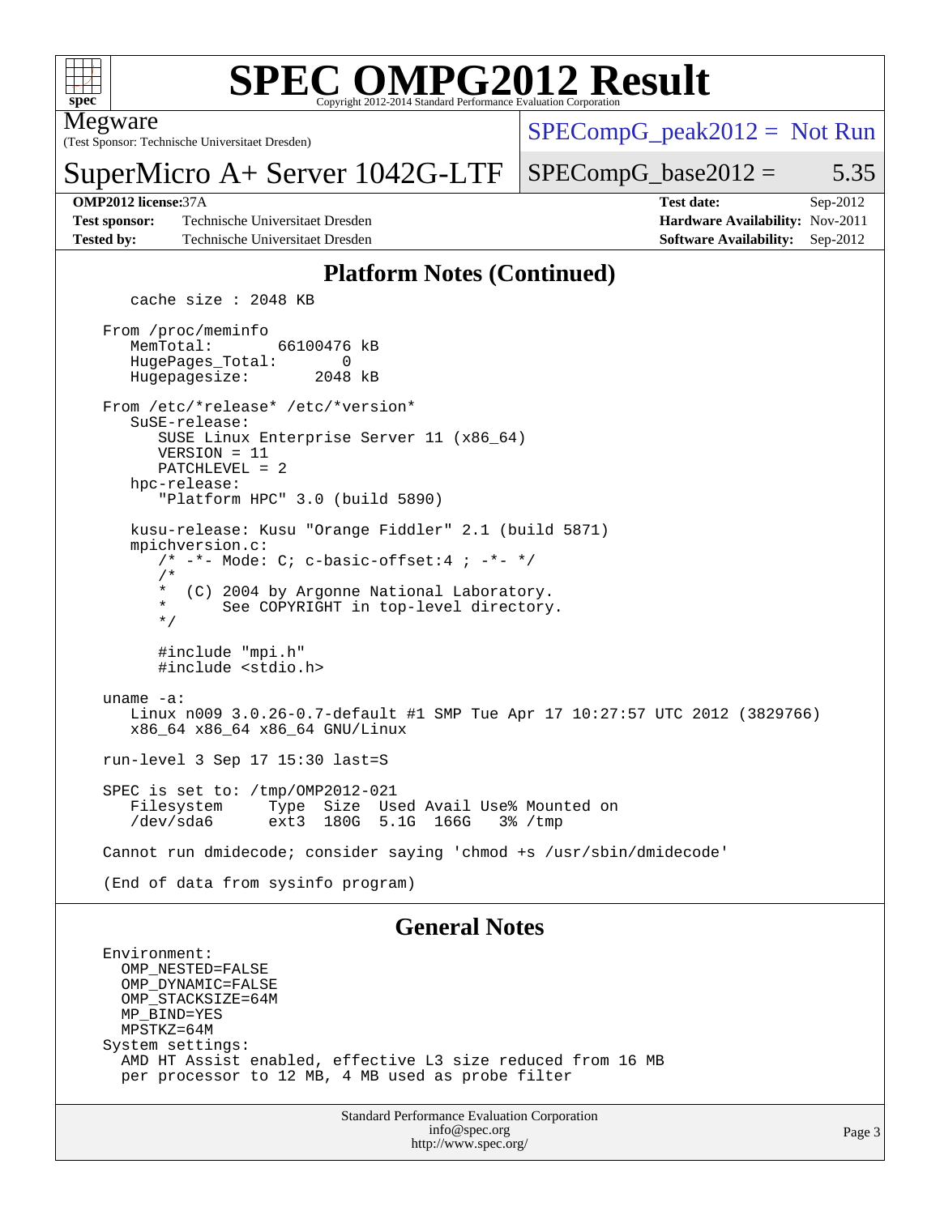# SPEC OMPG2012 Result

Copyright 2012-2014 Standard Performance Evaluation Corporation

Megware
(Test Sponsor: Technische Universitaet Dresden)

SuperMicro A+ Server 1042G-LTF

SPECompG_peak2012 = Not Run

SPECompG_base2012 = 5.35

**OMP2012 license:** 37A
**Test sponsor:** Technische Universitaet Dresden
**Tested by:** Technische Universitaet Dresden

**Test date:** Sep-2012
**Hardware Availability:** Nov-2011
**Software Availability:** Sep-2012

## Platform Notes (Continued)

```
   cache size : 2048 KB

From /proc/meminfo
   MemTotal:       66100476 kB
   HugePages_Total:       0
   Hugepagesize:       2048 kB

From /etc/*release* /etc/*version*
   SuSE-release:
      SUSE Linux Enterprise Server 11 (x86_64)
      VERSION = 11
      PATCHLEVEL = 2
   hpc-release:
      "Platform HPC" 3.0 (build 5890)

   kusu-release: Kusu "Orange Fiddler" 2.1 (build 5871)
   mpichversion.c:
      /* -*- Mode: C; c-basic-offset:4 ; -*- */
      /*
       *  (C) 2004 by Argonne National Laboratory.
       *      See COPYRIGHT in top-level directory.
       */

      #include "mpi.h"
      #include <stdio.h>

uname -a:
   Linux n009 3.0.26-0.7-default #1 SMP Tue Apr 17 10:27:57 UTC 2012 (3829766)
   x86_64 x86_64 x86_64 GNU/Linux

run-level 3 Sep 17 15:30 last=S

SPEC is set to: /tmp/OMP2012-021
   Filesystem     Type  Size  Used Avail Use% Mounted on
   /dev/sda6      ext3  180G  5.1G  166G   3% /tmp

Cannot run dmidecode; consider saying 'chmod +s /usr/sbin/dmidecode'

(End of data from sysinfo program)
```

## General Notes

```
Environment:
  OMP_NESTED=FALSE
  OMP_DYNAMIC=FALSE
  OMP_STACKSIZE=64M
  MP_BIND=YES
  MPSTKZ=64M
System settings:
  AMD HT Assist enabled, effective L3 size reduced from 16 MB
  per processor to 12 MB, 4 MB used as probe filter
```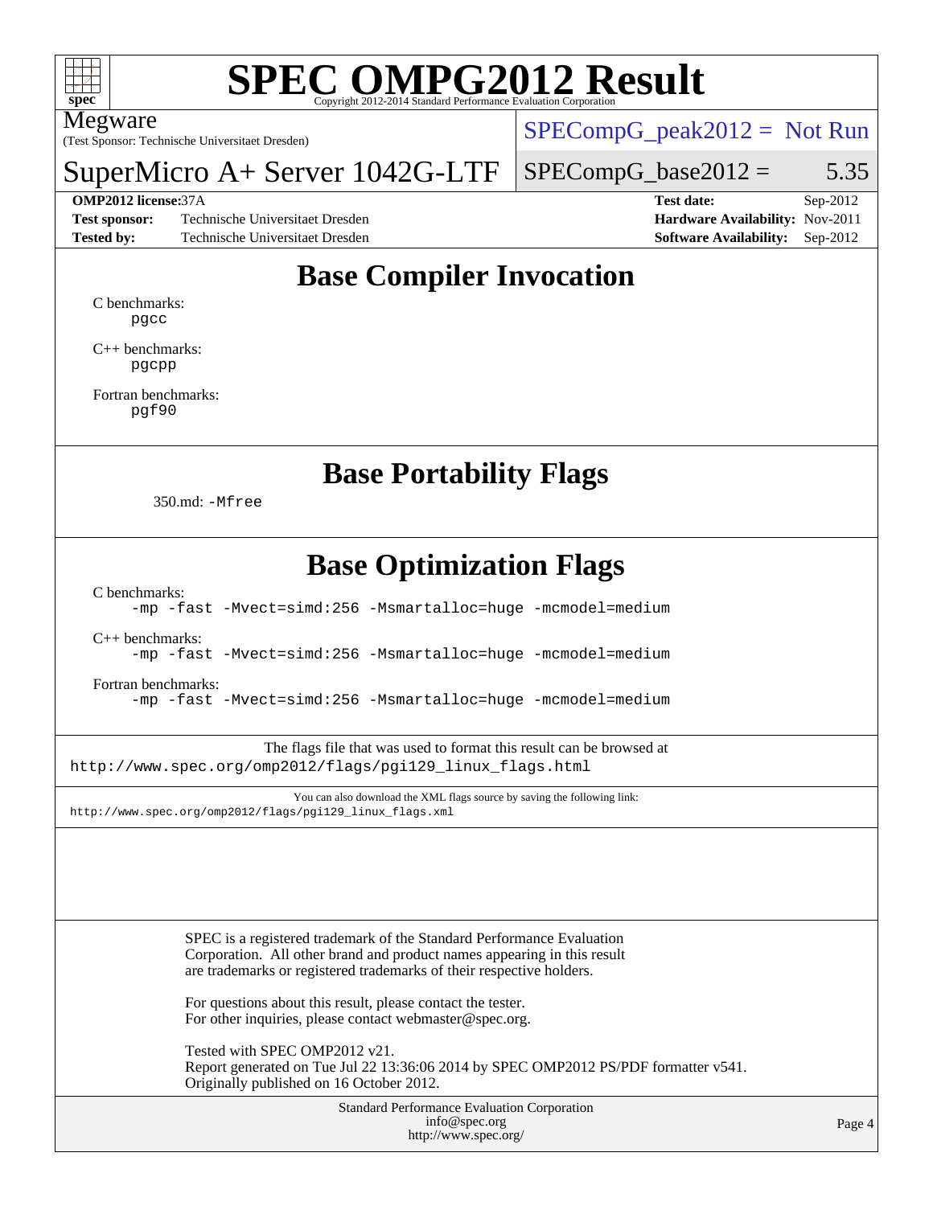# SPEC OMPG2012 Result

Copyright 2012-2014 Standard Performance Evaluation Corporation

Megware
(Test Sponsor: Technische Universitaet Dresden)

SuperMicro A+ Server 1042G-LTF

SPECompG_peak2012 = Not Run

SPECompG_base2012 = 5.35

| | | | |
|---|---|---|---|
| **OMP2012 license:** | 37A | **Test date:** | Sep-2012 |
| **Test sponsor:** | Technische Universitaet Dresden | **Hardware Availability:** | Nov-2011 |
| **Tested by:** | Technische Universitaet Dresden | **Software Availability:** | Sep-2012 |

## Base Compiler Invocation

C benchmarks:
pgcc

C++ benchmarks:
pgcpp

Fortran benchmarks:
pgf90

## Base Portability Flags

350.md: -Mfree

## Base Optimization Flags

C benchmarks:
-mp -fast -Mvect=simd:256 -Msmartalloc=huge -mcmodel=medium

C++ benchmarks:
-mp -fast -Mvect=simd:256 -Msmartalloc=huge -mcmodel=medium

Fortran benchmarks:
-mp -fast -Mvect=simd:256 -Msmartalloc=huge -mcmodel=medium

The flags file that was used to format this result can be browsed at
http://www.spec.org/omp2012/flags/pgi129_linux_flags.html

You can also download the XML flags source by saving the following link:
http://www.spec.org/omp2012/flags/pgi129_linux_flags.xml

SPEC is a registered trademark of the Standard Performance Evaluation Corporation. All other brand and product names appearing in this result are trademarks or registered trademarks of their respective holders.

For questions about this result, please contact the tester.
For other inquiries, please contact webmaster@spec.org.

Tested with SPEC OMP2012 v21.
Report generated on Tue Jul 22 13:36:06 2014 by SPEC OMP2012 PS/PDF formatter v541.
Originally published on 16 October 2012.

Standard Performance Evaluation Corporation
info@spec.org
http://www.spec.org/